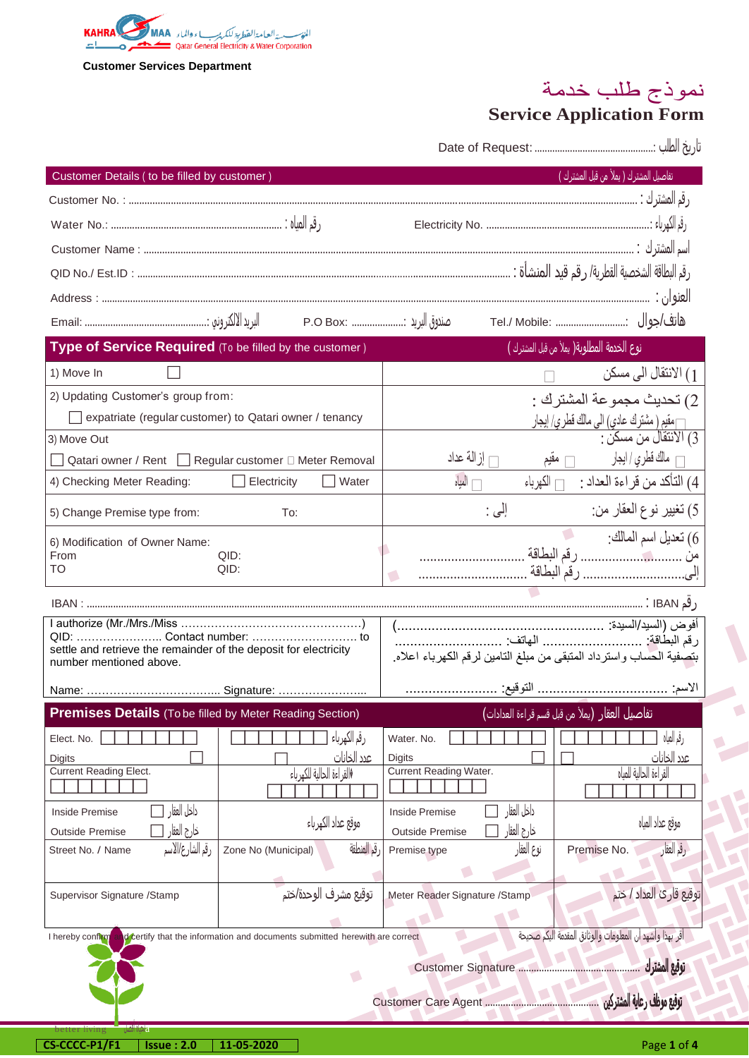KAHRAMAA المؤسسة العامة القطرية للكهرباء والماء Qatar General Electricity & Water Corporation

**Customer Services Department**

# نموذج طلب خدمة
# Service Application Form

Date of Request: ............................................: تاريخ الطلب

| Customer Details ( to be filled by customer ) | تفاصيل المشترك ( يملأ من قبل المشترك ) |
|---|---|
| Customer No. : ........................................ : رقم المشترك | |
| Water No.: ........................ : رقم المياه | Electricity No. ........................: رقم الكهرباء |
| Customer Name : ........................................ : اسم المشترك | |
| QID No./ Est.ID : ........................................ : رقم البطاقة الشخصية القطرية/ رقم قيد المنشأة | |
| Address : ........................................ : العنوان | |
| Email: ....................: البريد الالكتروني P.O Box: ..........: صندوق البريد | Tel./ Mobile: ....................: هاتف/جوال |

| **Type of Service Required** (To be filled by the customer ) | نوع الخدمة المطلوبة( يملأ من قبل المشترك ) |
|---|---|
| 1) Move In ☐ | 1) الانتقال الى مسكن ☐ |
| 2) Updating Customer's group from: ☐ expatriate (regular customer) to Qatari owner / tenancy | 2) تحديث مجموعة المشترك : مقيم ( مشترك عادي) الى مالك قطري/ إيجار |
| 3) Move Out ☐ Qatari owner / Rent ☐ Regular customer ☐ Meter Removal | 3) الانتقال من مسكن : ☐ مالك قطري / ايجار ☐ مقيم ☐ إزالة عداد |
| 4) Checking Meter Reading: ☐ Electricity ☐ Water | 4) التأكد من قراءة العداد : ☐ الكهرباء ☐ المياه |
| 5) Change Premise type from: To: | 5) تغيير نوع العقار من: إلى : |
| 6) Modification of Owner Name: From QID: TO QID: | 6) تعديل اسم المالك: من ............................ رقم البطاقة ........................ إلى.............................. رقم البطاقة .............................. |

IBAN : ........................................ : رقم IBAN

| I authorize (Mr./Mrs./Miss ...................................................) QID: ...................... Contact number: ........................... to settle and retrieve the remainder of the deposit for electricity number mentioned above. Name: .................................. Signature: ...................... | أفوض (السيد/السيدة: ...................................................) رقم البطاقة: ........................ الهاتف: ........................ بتصفية الحساب واسترداد المتبقي من مبلغ التأمين لرقم الكهرباء اعلاه. الاسم: ................................ التوقيع: ........................ |
|---|---|

| **Premises Details** (To be filled by Meter Reading Section) | | تفاصيل العقار (يملأ من قبل قسم قراءة العدادات) | |
|---|---|---|---|
| Elect. No. ☐☐☐☐☐☐☐ | ☐☐☐☐☐☐☐ رقم الكهرباء | Water. No. ☐☐☐☐☐☐☐ | ☐☐☐☐☐☐☐ رقم المياه |
| Digits ☐ | ☐ عدد الخانات | Digits ☐ | ☐ عدد الخانات |
| Current Reading Elect. ☐☐☐☐☐☐ | القراءة الحالية للكهرباء ☐☐☐☐☐☐ | Current Reading Water. ☐☐☐☐☐☐ | القراءة الحالية للمياه ☐☐☐☐☐☐ |
| Inside Premise ☐ داخل العقار / Outside Premise ☐ خارج العقار | موقع عداد الكهرباء | Inside Premise ☐ داخل العقار / Outside Premise ☐ خارج العقار | موقع عداد المياه |
| Street No. / Name رقم الشارع/الاسم | Zone No (Municipal) رقم المنطقة | Premise type نوع العقار | Premise No. رقم العقار |
| Supervisor Signature /Stamp | توقيع مشرف الوحدة/ختم | Meter Reader Signature /Stamp | توقيع قارئ العداد / ختم |

I hereby confirm and certify that the information and documents submitted herewith are correct — أقر بهذا وأشهد أن المعلومات والوثائق المقدمة إليكم صحيحة

Customer Signature ........................................ توقيع المشترك

Customer Care Agent ........................................ توقيع موظف رعاية المشتركين

better living

CS-CCCC-P1/F1 | Issue : 2.0 | 11-05-2020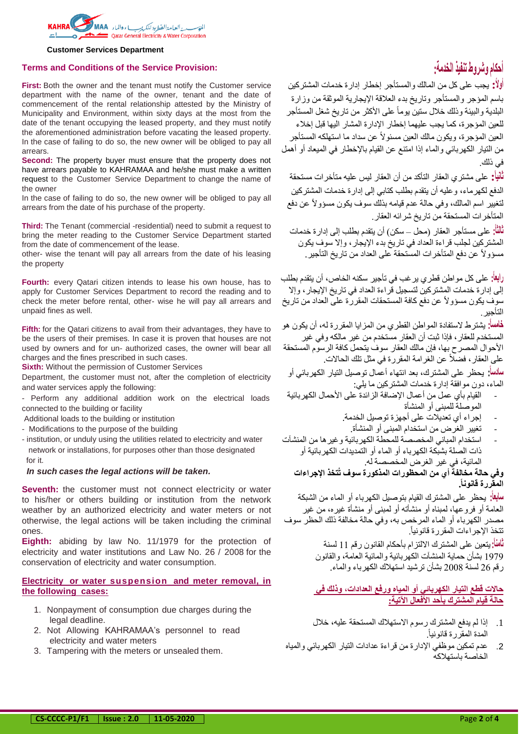**Customer Services Department**

## Terms and Conditions of the Service Provision:

**First:** Both the owner and the tenant must notify the Customer service department with the name of the owner, tenant and the date of commencement of the rental relationship attested by the Ministry of Municipality and Environment, within sixty days at the most from the date of the tenant occupying the leased property, and they must notify the aforementioned administration before vacating the leased property. In the case of failing to do so, the new owner will be obliged to pay all arrears.

**Second:** The property buyer must ensure that the property does not have arrears payable to KAHRAMAA and he/she must make a written request to the Customer Service Department to change the name of the owner

In the case of failing to do so, the new owner will be obliged to pay all arrears from the date of his purchase of the property.

**Third:** The Tenant (commercial -residential) need to submit a request to bring the meter reading to the Customer Service Department started from the date of commencement of the lease.

other- wise the tenant will pay all arrears from the date of his leasing the property

**Fourth:** every Qatari citizen intends to lease his own house, has to apply for Customer Services Department to record the reading and to check the meter before rental, other- wise he will pay all arrears and unpaid fines as well.

**Fifth:** for the Qatari citizens to avail from their advantages, they have to be the users of their premises. In case it is proven that houses are not used by owners and for un- authorized cases, the owner will bear all charges and the fines prescribed in such cases.

**Sixth:** Without the permission of Customer Services Department, the customer must not, after the completion of electricity and water services apply the following:

- Perform any additional addition work on the electrical loads connected to the building or facility

Additional loads to the building or institution

- Modifications to the purpose of the building
- institution, or unduly using the utilities related to electricity and water network or installations, for purposes other than those designated for it.

***In such cases the legal actions will be taken.***

**Seventh:** the customer must not connect electricity or water to his/her or others building or institution from the network weather by an authorized electricity and water meters or not otherwise, the legal actions will be taken including the criminal ones.

**Eighth:** abiding by law No. 11/1979 for the protection of electricity and water institutions and Law No. 26 / 2008 for the conservation of electricity and water consumption.

**Electricity or water suspension and meter removal, in the following cases:**

1. Nonpayment of consumption due charges during the legal deadline.
2. Not Allowing KAHRAMAA's personnel to read electricity and water meters
3. Tampering with the meters or unsealed them.

## أحكام وشروط تنفيذ الخدمة:

**أولاً:** يجب على كل من المالك والمستأجر إخطار إدارة خدمات المشتركين باسم المؤجر والمستأجر وتاريخ بدء العلاقة الإيجارية الموثقة من وزارة البلدية والبيئة وذلك خلال ستين يوماً على الأكثر من تاريخ شغل المستأجر للعين المؤجرة، كما يجب عليهما إخطار الإدارة المشار اليها قبل إخلاء العين المؤجرة، ويكون مالك العين مسئولاً عن سداد ما استهلكه المستأجر من التيار الكهربائي والماء إذا امتنع عن القيام بالإخطار في الميعاد أو أهمل في ذلك.

**ثانياً:** على مشتري العقار التأكد من أن العقار ليس عليه متأخرات مستحقة الدفع لكهرماء، وعليه أن يتقدم بطلب كتابي إلى إدارة خدمات المشتركين لتغيير اسم المالك، وفي حالة عدم قيامه بذلك سوف يكون مسؤولاً عن دفع المتأخرات المستحقة من تاريخ شرائه العقار.

**ثالثاً:** على مستأجر العقار (محل – سكن) أن يتقدم بطلب إلى إدارة خدمات المشتركين لجلب قراءة العداد في تاريخ بدء الإيجار، وإلا سوف يكون مسؤولاً عن دفع المتأخرات المستحقة على العداد من تاريخ التأجير.

**رابعاً:** على كل مواطن قطري يرغب في تأجير سكنه الخاص، أن يتقدم بطلب إلى إدارة خدمات المشتركين لتسجيل قراءة العداد في تاريخ الإيجار، وإلا سوف يكون مسؤولاً عن دفع كافة المستحقات المقررة على العداد من تاريخ التأجير.

**خامساً:** يشترط لاستفادة المواطن القطري من المزايا المقررة له، أن يكون هو المستخدم للعقار، فإذا ثبت أن العقار مستخدم من غير مالكه وفي غير الأحوال المصرح بها، فإن مالك العقار سوف يتحمل كافة الرسوم المستحقة على العقار، فضلاً عن الغرامة المقررة في مثل تلك الحالات.

**سادساً:** يحظر على المشترك، بعد انتهاء أعمال توصيل التيار الكهربائي أو الماء، دون موافقة إدارة خدمات المشتركين ما يلي:

- القيام بأي عمل من أعمال الإضافة الزائدة على الأحمال الكهربائية الموصلة للمبنى أو المنشأة
- إجراء أي تعديلات على أجهزة توصيل الخدمة.
- تغيير الغرض من استخدام المبنى أو المنشأة.
- استخدام المباني المخصصة للمحطة الكهربائية وغيرها من المنشآت ذات الصلة بشبكة الكهرباء أو الماء أو التمديدات الكهربائية أو المائية، في غير الغرض المخصصة له.

**وفي حالة مخالفة أي من المحظورات المذكورة سوف تُتخذ الإجراءات المقررة قانوناً.**

**سابعاً:** يحظر على المشترك القيام بتوصيل الكهرباء أو الماء من الشبكة العامة أو فروعها، لمبناه أو منشأته أو لمبنى أو منشأة غيره، من غير مصدر الكهرباء أو الماء المرخص به، وفي حالة مخالفة ذلك الحظر سوف تتخذ الإجراءات المقررة قانونياً.

**ثامناً:** يتعين على المشترك الالتزام بأحكام القانون رقم 11 لسنة 1979 بشأن حماية المنشآت الكهربائية والمائية العامة، والقانون رقم 26 لسنة 2008 بشأن ترشيد استهلاك الكهرباء والماء.

**حالات قطع التيار الكهربائي أو المياه ورفع العدادات، وذلك في حالة قيام المشترك بأحد الأفعال الآتية:**

1. إذا لم يدفع المشترك رسوم الاستهلاك المستحقة عليه، خلال المدة المقررة قانونياً.
2. عدم تمكين موظفي الإدارة من قراءة عدادات التيار الكهربائي والمياه الخاصة باستهلاكه

CS-CCCC-P1/F1 | Issue : 2.0 | 11-05-2020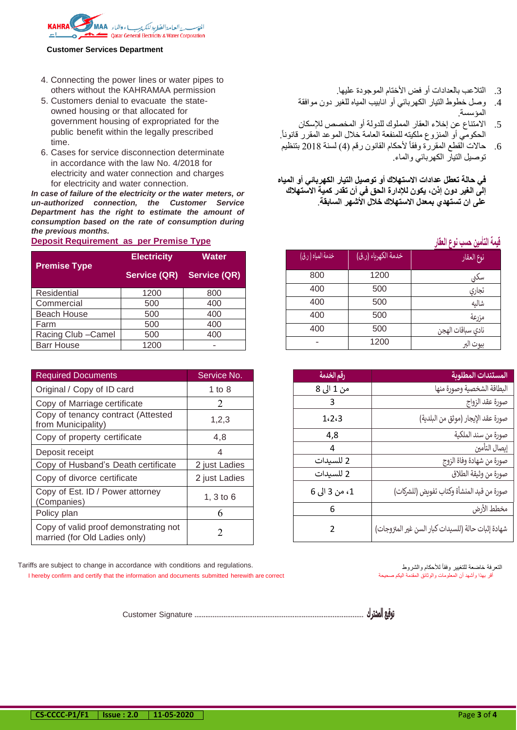**Customer Services Department**

4. Connecting the power lines or water pipes to others without the KAHRAMAA permission
5. Customers denial to evacuate the state-owned housing or that allocated for government housing of expropriated for the public benefit within the legally prescribed time.
6. Cases for service disconnection determinate in accordance with the law No. 4/2018 for electricity and water connection and charges for electricity and water connection.

***In case of failure of the electricity or the water meters, or un-authorized connection, the Customer Service Department has the right to estimate the amount of consumption based on the rate of consumption during the previous months.***

3. التلاعب بالعدادات أو فض الأختام الموجودة عليها.
4. وصل خطوط التيار الكهربائي أو انابيب المياه للغير دون موافقة المؤسسة.
5. الامتناع عن إخلاء العقار المملوك للدولة أو المخصص للإسكان الحكومي أو المنزوع ملكيته للمنفعة العامة خلال الموعد المقرر قانوناً.
6. حالات القطع المقررة وفقاً لأحكام القانون رقم (4) لسنة 2018 بتنظيم توصيل التيار الكهربائي والماء.

**في حالة تعطل عدادات الاستهلاك أو توصيل التيار الكهربائي أو المياه إلى الغير دون إذن، يكون للإدارة الحق في أن تقدر كمية الاستهلاك على ان تستهدي بمعدل الاستهلاك خلال الأشهر السابقة.**

## Deposit Requirement as per Premise Type

| Premise Type | Electricity Service (QR) | Water Service (QR) |
|---|---|---|
| Residential | 1200 | 800 |
| Commercial | 500 | 400 |
| Beach House | 500 | 400 |
| Farm | 500 | 400 |
| Racing Club –Camel | 500 | 400 |
| Barr House | 1200 | - |

## قيمة التأمين حسب نوع العقار

| نوع العقار | خدمة الكهرباء (ر.ق) | خدمة المياه (ر.ق) |
|---|---|---|
| سكني | 1200 | 800 |
| تجاري | 500 | 400 |
| شاليه | 500 | 400 |
| مزرعة | 500 | 400 |
| نادي سباقات الهجن | 500 | 400 |
| بيوت البر | 1200 | - |

| Required Documents | Service No. |
|---|---|
| Original / Copy of ID card | 1 to 8 |
| Copy of Marriage certificate | 2 |
| Copy of tenancy contract (Attested from Municipality) | 1,2,3 |
| Copy of property certificate | 4,8 |
| Deposit receipt | 4 |
| Copy of Husband's Death certificate | 2 just Ladies |
| Copy of divorce certificate | 2 just Ladies |
| Copy of Est. ID / Power attorney (Companies) | 1, 3 to 6 |
| Policy plan | 6 |
| Copy of valid proof demonstrating not married (for Old Ladies only) | 2 |

| المستندات المطلوبة | رقم الخدمة |
|---|---|
| البطاقة الشخصية وصورة منها | من 1 الى 8 |
| صورة عقد الزواج | 3 |
| صورة عقد الإيجار (موثق من البلدية) | 1،2،3 |
| صورة من سند الملكية | 4,8 |
| إيصال التأمين | 4 |
| صورة من شهادة وفاة الزوج | 2 للسيدات |
| صورة من وثيقة الطلاق | 2 للسيدات |
| صورة من قيد المنشأة وكتاب تفويض (للشركات) | 1، من 3 الى 6 |
| مخطط الأرض | 6 |
| شهادة إثبات حالة (للسيدات كبار السن غير المتزوجات) | 2 |

Tariffs are subject to change in accordance with conditions and regulations.

التعرفة خاضعة للتغيير وفقاً للأحكام والشروط

I hereby confirm and certify that the information and documents submitted herewith are correct

أقر بهذا وأشهد أن المعلومات والوثائق المقدمة اليكم صحيحة

Customer Signature ............................................................................................ **توقيع المشترك**

CS-CCCC-P1/F1 | Issue : 2.0 | 11-05-2020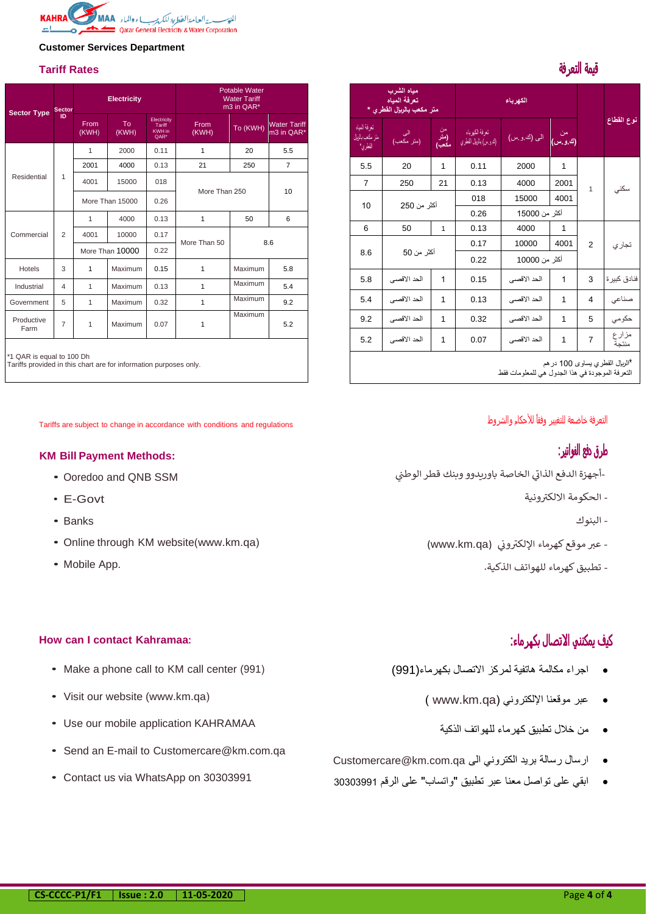KAHRAMAA المؤسسة العامة القطرية للكهرباء والماء Qatar General Electricity & Water Corporation

**Customer Services Department**

## Tariff Rates

## قيمة التعرفة

| Sector Type | Sector ID | Electricity | | | Potable Water Water Tariff m3 in QAR* | | |
|---|---|---|---|---|---|---|---|
| | | From (KWH) | To (KWH) | Electricity Tariff KWH in QAR* | From (KWH) | To (KWH) | Water Tariff m3 in QAR* |
| Residential | 1 | 1 | 2000 | 0.11 | 1 | 20 | 5.5 |
| | | 2001 | 4000 | 0.13 | 21 | 250 | 7 |
| | | 4001 | 15000 | 018 | More Than 250 | | 10 |
| | | More Than 15000 | | 0.26 | | | |
| Commercial | 2 | 1 | 4000 | 0.13 | 1 | 50 | 6 |
| | | 4001 | 10000 | 0.17 | More Than 50 | | 8.6 |
| | | More Than 10000 | | 0.22 | | | |
| Hotels | 3 | 1 | Maximum | 0.15 | 1 | Maximum | 5.8 |
| Industrial | 4 | 1 | Maximum | 0.13 | 1 | Maximum | 5.4 |
| Government | 5 | 1 | Maximum | 0.32 | 1 | Maximum | 9.2 |
| Productive Farm | 7 | 1 | Maximum | 0.07 | 1 | Maximum | 5.2 |

*1 QAR is equal to 100 Dh
Tariffs provided in this chart are for information purposes only.

| مياه الشرب تعرفة المياه متر مكعب بالريال القطري * | | | الكهرباء | | | | نوع القطاع |
|---|---|---|---|---|---|---|---|
| تعرفة المياه متر مكعب بالريال القطري* | الى (متر مكعب) | من (متر مكعب) | تعرفة الكهرباء (ك.و.س) بالريال القطري | الى (ك.و.س) | من (ك.و.س) | | |
| 5.5 | 20 | 1 | 0.11 | 2000 | 1 | 1 | سكني |
| 7 | 250 | 21 | 0.13 | 4000 | 2001 | | |
| 10 | أكثر من 250 | | 018 | 15000 | 4001 | | |
| | | | 0.26 | أكثر من 15000 | | | |
| 6 | 50 | 1 | 0.13 | 4000 | 1 | 2 | تجاري |
| 8.6 | أكثر من 50 | | 0.17 | 10000 | 4001 | | |
| | | | 0.22 | أكثر من 10000 | | | |
| 5.8 | الحد الاقصى | 1 | 0.15 | الحد الاقصى | 1 | 3 | فنادق كبيرة |
| 5.4 | الحد الاقصى | 1 | 0.13 | الحد الاقصى | 1 | 4 | صناعي |
| 9.2 | الحد الاقصى | 1 | 0.32 | الحد الاقصى | 1 | 5 | حكومي |
| 5.2 | الحد الاقصى | 1 | 0.07 | الحد الاقصى | 1 | 7 | مزارع منتجة |

*الريال القطري يساوي 100 درهم
التعرفة الموجودة في هذا الجدول هي للمعلومات فقط

Tariffs are subject to change in accordance with conditions and regulations

التعرفة خاضعة للتغيير وفقاً للأحكام والشروط

### KM Bill Payment Methods:

- Ooredoo and QNB SSM
- E-Govt
- Banks
- Online through KM website(www.km.qa)
- Mobile App.

### طرق دفع الفواتير:

-أجهزة الدفع الذاتي الخاصة باوريدوو وبنك قطر الوطني
- الحكومة الالكترونية
- البنوك
- عبر موقع كهرماء الإلكتروني (www.km.qa)
- تطبيق كهرماء للهواتف الذكية.

### How can I contact Kahramaa:

- Make a phone call to KM call center (991)
- Visit our website (www.km.qa)
- Use our mobile application KAHRAMAA
- Send an E-mail to Customercare@km.com.qa
- Contact us via WhatsApp on 30303991

### كيف يمكنني الاتصال بكهرماء:

- اجراء مكالمة هاتفية لمركز الاتصال بكهرماء(991)
- عبر موقعنا الإلكتروني (www.km.qa )
- من خلال تطبيق كهرماء للهواتف الذكية
- ارسال رسالة بريد الكتروني الى Customercare@km.com.qa
- ابقي على تواصل معنا عبر تطبيق "واتساب" على الرقم 30303991

CS-CCCC-P1/F1 | Issue : 2.0 | 11-05-2020